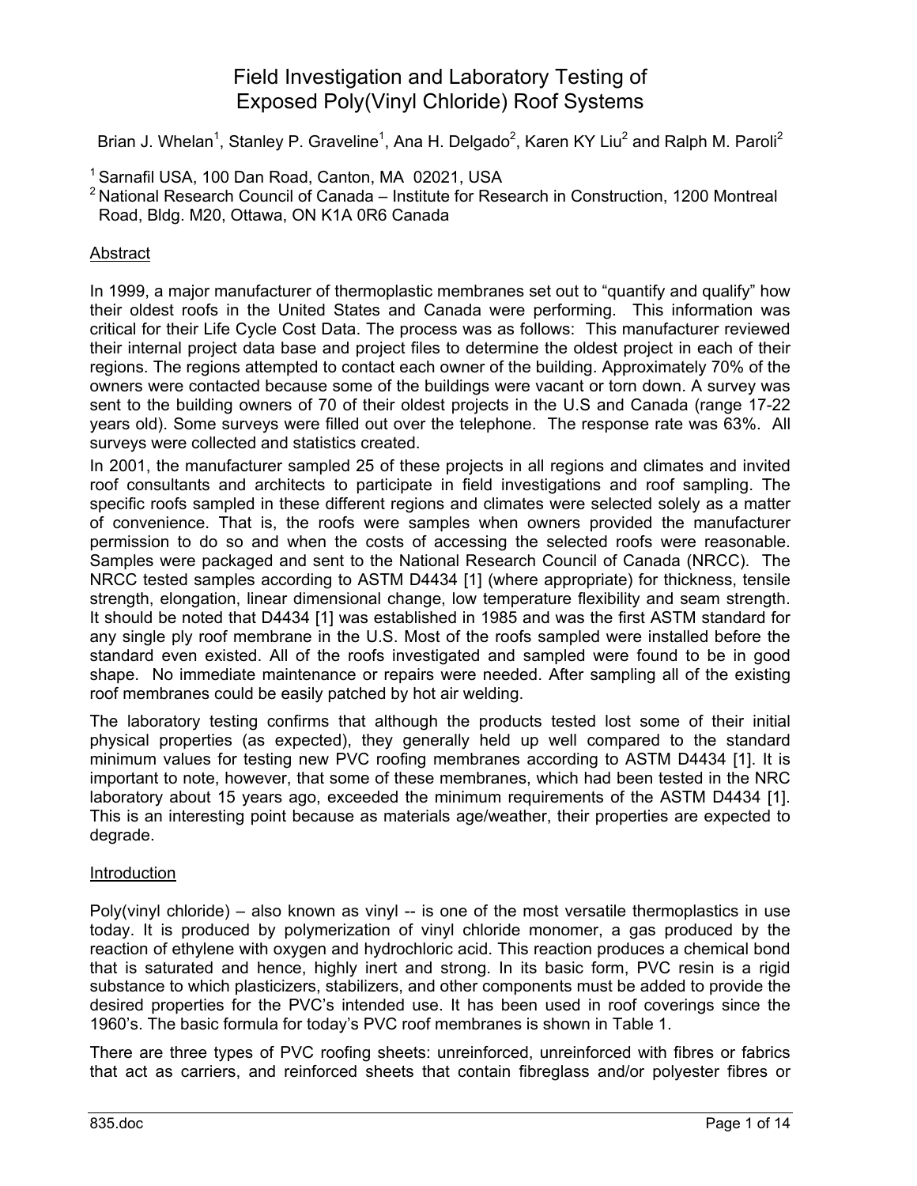# Field Investigation and Laboratory Testing of Exposed Poly(Vinyl Chloride) Roof Systems

Brian J. Whelan[1], Stanley P. Graveline[1], Ana H. Delgado[2], Karen KY Liu[2] and Ralph M. Paroli[2]

[1] Sarnafil USA, 100 Dan Road, Canton, MA 02021, USA

[2] National Research Council of Canada – Institute for Research in Construction, 1200 Montreal Road, Bldg. M20, Ottawa, ON K1A 0R6 Canada

## Abstract

In 1999, a major manufacturer of thermoplastic membranes set out to "quantify and qualify" how their oldest roofs in the United States and Canada were performing. This information was critical for their Life Cycle Cost Data. The process was as follows: This manufacturer reviewed their internal project data base and project files to determine the oldest project in each of their regions. The regions attempted to contact each owner of the building. Approximately 70% of the owners were contacted because some of the buildings were vacant or torn down. A survey was sent to the building owners of 70 of their oldest projects in the U.S and Canada (range 17-22 years old). Some surveys were filled out over the telephone. The response rate was 63%. All surveys were collected and statistics created.

In 2001, the manufacturer sampled 25 of these projects in all regions and climates and invited roof consultants and architects to participate in field investigations and roof sampling. The specific roofs sampled in these different regions and climates were selected solely as a matter of convenience. That is, the roofs were samples when owners provided the manufacturer permission to do so and when the costs of accessing the selected roofs were reasonable. Samples were packaged and sent to the National Research Council of Canada (NRCC). The NRCC tested samples according to ASTM D4434 [1] (where appropriate) for thickness, tensile strength, elongation, linear dimensional change, low temperature flexibility and seam strength. It should be noted that D4434 [1] was established in 1985 and was the first ASTM standard for any single ply roof membrane in the U.S. Most of the roofs sampled were installed before the standard even existed. All of the roofs investigated and sampled were found to be in good shape. No immediate maintenance or repairs were needed. After sampling all of the existing roof membranes could be easily patched by hot air welding.

The laboratory testing confirms that although the products tested lost some of their initial physical properties (as expected), they generally held up well compared to the standard minimum values for testing new PVC roofing membranes according to ASTM D4434 [1]. It is important to note, however, that some of these membranes, which had been tested in the NRC laboratory about 15 years ago, exceeded the minimum requirements of the ASTM D4434 [1]. This is an interesting point because as materials age/weather, their properties are expected to degrade.

## Introduction

Poly(vinyl chloride) – also known as vinyl -- is one of the most versatile thermoplastics in use today. It is produced by polymerization of vinyl chloride monomer, a gas produced by the reaction of ethylene with oxygen and hydrochloric acid. This reaction produces a chemical bond that is saturated and hence, highly inert and strong. In its basic form, PVC resin is a rigid substance to which plasticizers, stabilizers, and other components must be added to provide the desired properties for the PVC's intended use. It has been used in roof coverings since the 1960's. The basic formula for today's PVC roof membranes is shown in Table 1.

There are three types of PVC roofing sheets: unreinforced, unreinforced with fibres or fabrics that act as carriers, and reinforced sheets that contain fibreglass and/or polyester fibres or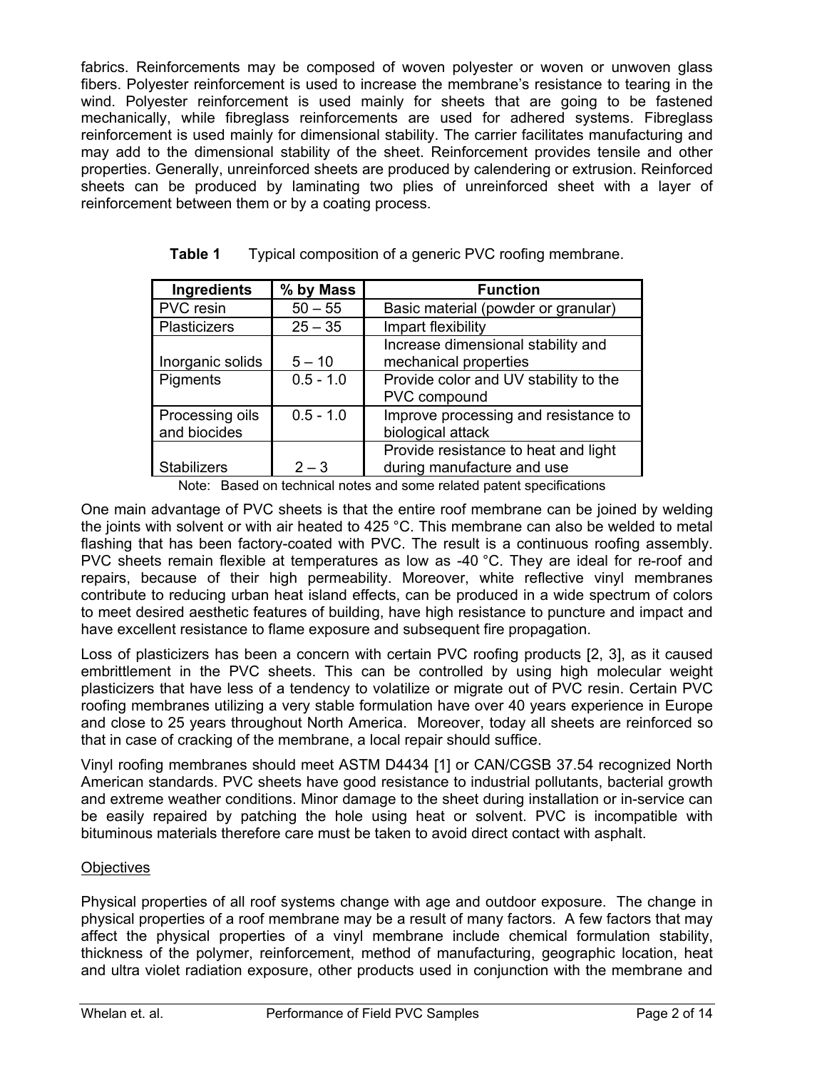fabrics. Reinforcements may be composed of woven polyester or woven or unwoven glass fibers. Polyester reinforcement is used to increase the membrane's resistance to tearing in the wind. Polyester reinforcement is used mainly for sheets that are going to be fastened mechanically, while fibreglass reinforcements are used for adhered systems. Fibreglass reinforcement is used mainly for dimensional stability. The carrier facilitates manufacturing and may add to the dimensional stability of the sheet. Reinforcement provides tensile and other properties. Generally, unreinforced sheets are produced by calendering or extrusion. Reinforced sheets can be produced by laminating two plies of unreinforced sheet with a layer of reinforcement between them or by a coating process.

**Table 1** Typical composition of a generic PVC roofing membrane.

| Ingredients | % by Mass | Function |
|---|---|---|
| PVC resin | 50 – 55 | Basic material (powder or granular) |
| Plasticizers | 25 – 35 | Impart flexibility |
| Inorganic solids | 5 – 10 | Increase dimensional stability and mechanical properties |
| Pigments | 0.5 - 1.0 | Provide color and UV stability to the PVC compound |
| Processing oils and biocides | 0.5 - 1.0 | Improve processing and resistance to biological attack |
| Stabilizers | 2 – 3 | Provide resistance to heat and light during manufacture and use |

Note: Based on technical notes and some related patent specifications

One main advantage of PVC sheets is that the entire roof membrane can be joined by welding the joints with solvent or with air heated to 425 °C. This membrane can also be welded to metal flashing that has been factory-coated with PVC. The result is a continuous roofing assembly. PVC sheets remain flexible at temperatures as low as -40 °C. They are ideal for re-roof and repairs, because of their high permeability. Moreover, white reflective vinyl membranes contribute to reducing urban heat island effects, can be produced in a wide spectrum of colors to meet desired aesthetic features of building, have high resistance to puncture and impact and have excellent resistance to flame exposure and subsequent fire propagation.

Loss of plasticizers has been a concern with certain PVC roofing products [2, 3], as it caused embrittlement in the PVC sheets. This can be controlled by using high molecular weight plasticizers that have less of a tendency to volatilize or migrate out of PVC resin. Certain PVC roofing membranes utilizing a very stable formulation have over 40 years experience in Europe and close to 25 years throughout North America. Moreover, today all sheets are reinforced so that in case of cracking of the membrane, a local repair should suffice.

Vinyl roofing membranes should meet ASTM D4434 [1] or CAN/CGSB 37.54 recognized North American standards. PVC sheets have good resistance to industrial pollutants, bacterial growth and extreme weather conditions. Minor damage to the sheet during installation or in-service can be easily repaired by patching the hole using heat or solvent. PVC is incompatible with bituminous materials therefore care must be taken to avoid direct contact with asphalt.

## Objectives

Physical properties of all roof systems change with age and outdoor exposure. The change in physical properties of a roof membrane may be a result of many factors. A few factors that may affect the physical properties of a vinyl membrane include chemical formulation stability, thickness of the polymer, reinforcement, method of manufacturing, geographic location, heat and ultra violet radiation exposure, other products used in conjunction with the membrane and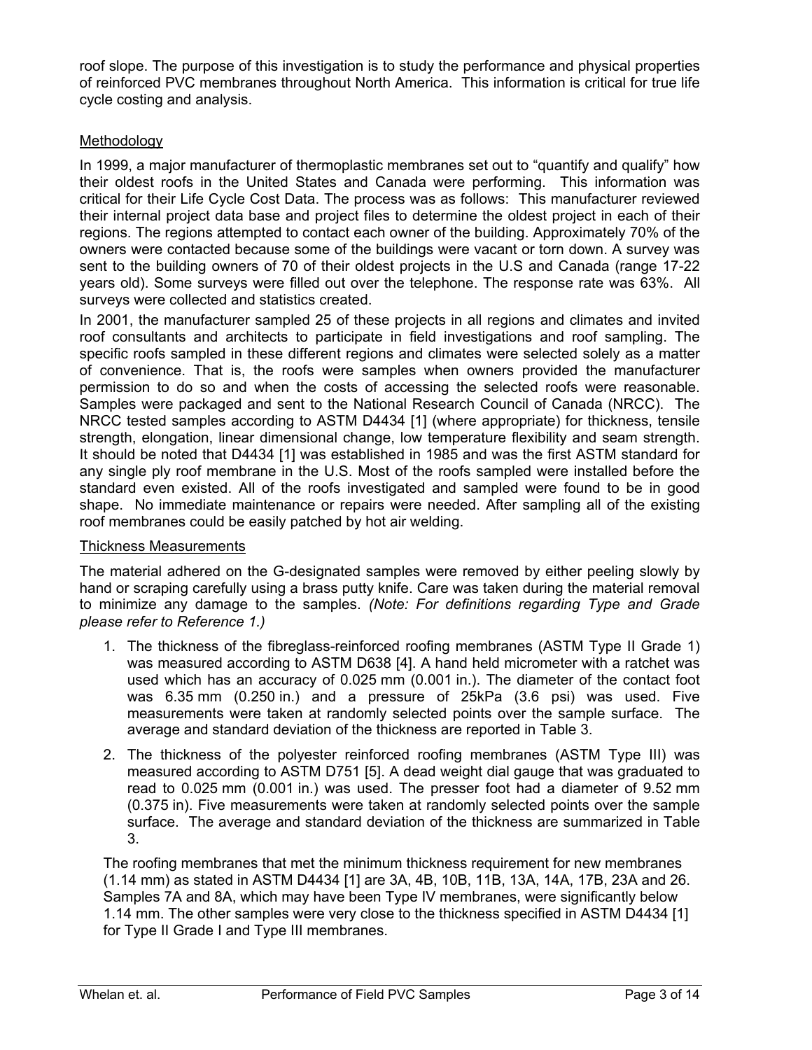roof slope. The purpose of this investigation is to study the performance and physical properties of reinforced PVC membranes throughout North America. This information is critical for true life cycle costing and analysis.

## Methodology

In 1999, a major manufacturer of thermoplastic membranes set out to "quantify and qualify" how their oldest roofs in the United States and Canada were performing. This information was critical for their Life Cycle Cost Data. The process was as follows: This manufacturer reviewed their internal project data base and project files to determine the oldest project in each of their regions. The regions attempted to contact each owner of the building. Approximately 70% of the owners were contacted because some of the buildings were vacant or torn down. A survey was sent to the building owners of 70 of their oldest projects in the U.S and Canada (range 17-22 years old). Some surveys were filled out over the telephone. The response rate was 63%. All surveys were collected and statistics created.

In 2001, the manufacturer sampled 25 of these projects in all regions and climates and invited roof consultants and architects to participate in field investigations and roof sampling. The specific roofs sampled in these different regions and climates were selected solely as a matter of convenience. That is, the roofs were samples when owners provided the manufacturer permission to do so and when the costs of accessing the selected roofs were reasonable. Samples were packaged and sent to the National Research Council of Canada (NRCC). The NRCC tested samples according to ASTM D4434 [1] (where appropriate) for thickness, tensile strength, elongation, linear dimensional change, low temperature flexibility and seam strength. It should be noted that D4434 [1] was established in 1985 and was the first ASTM standard for any single ply roof membrane in the U.S. Most of the roofs sampled were installed before the standard even existed. All of the roofs investigated and sampled were found to be in good shape. No immediate maintenance or repairs were needed. After sampling all of the existing roof membranes could be easily patched by hot air welding.

## Thickness Measurements

The material adhered on the G-designated samples were removed by either peeling slowly by hand or scraping carefully using a brass putty knife. Care was taken during the material removal to minimize any damage to the samples. *(Note: For definitions regarding Type and Grade please refer to Reference 1.)*

1. The thickness of the fibreglass-reinforced roofing membranes (ASTM Type II Grade 1) was measured according to ASTM D638 [4]. A hand held micrometer with a ratchet was used which has an accuracy of 0.025 mm (0.001 in.). The diameter of the contact foot was 6.35 mm (0.250 in.) and a pressure of 25kPa (3.6 psi) was used. Five measurements were taken at randomly selected points over the sample surface. The average and standard deviation of the thickness are reported in Table 3.

2. The thickness of the polyester reinforced roofing membranes (ASTM Type III) was measured according to ASTM D751 [5]. A dead weight dial gauge that was graduated to read to 0.025 mm (0.001 in.) was used. The presser foot had a diameter of 9.52 mm (0.375 in). Five measurements were taken at randomly selected points over the sample surface. The average and standard deviation of the thickness are summarized in Table 3.

The roofing membranes that met the minimum thickness requirement for new membranes (1.14 mm) as stated in ASTM D4434 [1] are 3A, 4B, 10B, 11B, 13A, 14A, 17B, 23A and 26. Samples 7A and 8A, which may have been Type IV membranes, were significantly below 1.14 mm. The other samples were very close to the thickness specified in ASTM D4434 [1] for Type II Grade I and Type III membranes.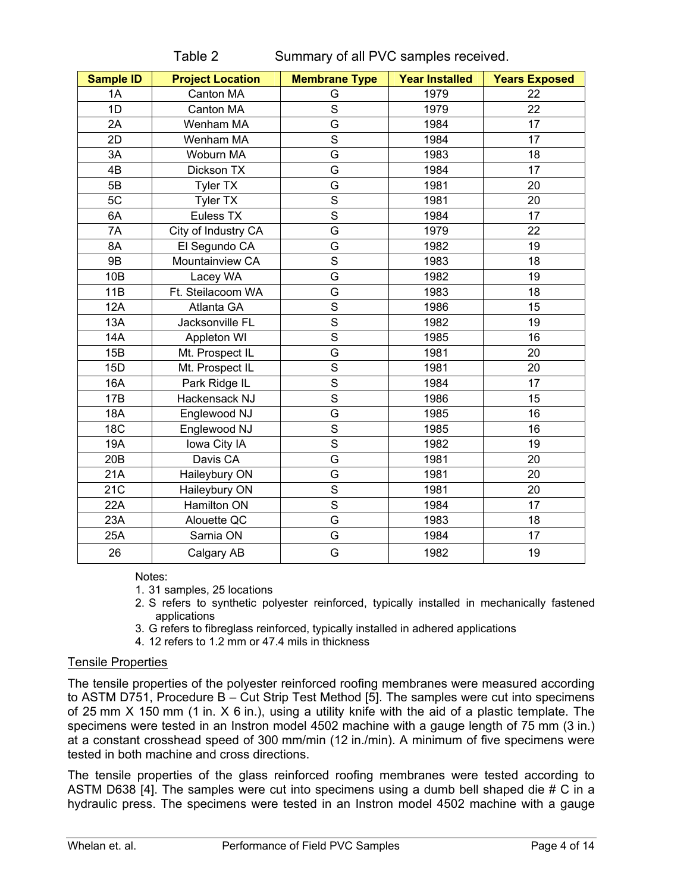Table 2 Summary of all PVC samples received.

| Sample ID | Project Location | Membrane Type | Year Installed | Years Exposed |
|---|---|---|---|---|
| 1A | Canton MA | G | 1979 | 22 |
| 1D | Canton MA | S | 1979 | 22 |
| 2A | Wenham MA | G | 1984 | 17 |
| 2D | Wenham MA | S | 1984 | 17 |
| 3A | Woburn MA | G | 1983 | 18 |
| 4B | Dickson TX | G | 1984 | 17 |
| 5B | Tyler TX | G | 1981 | 20 |
| 5C | Tyler TX | S | 1981 | 20 |
| 6A | Euless TX | S | 1984 | 17 |
| 7A | City of Industry CA | G | 1979 | 22 |
| 8A | El Segundo CA | G | 1982 | 19 |
| 9B | Mountainview CA | S | 1983 | 18 |
| 10B | Lacey WA | G | 1982 | 19 |
| 11B | Ft. Steilacoom WA | G | 1983 | 18 |
| 12A | Atlanta GA | S | 1986 | 15 |
| 13A | Jacksonville FL | S | 1982 | 19 |
| 14A | Appleton WI | S | 1985 | 16 |
| 15B | Mt. Prospect IL | G | 1981 | 20 |
| 15D | Mt. Prospect IL | S | 1981 | 20 |
| 16A | Park Ridge IL | S | 1984 | 17 |
| 17B | Hackensack NJ | S | 1986 | 15 |
| 18A | Englewood NJ | G | 1985 | 16 |
| 18C | Englewood NJ | S | 1985 | 16 |
| 19A | Iowa City IA | S | 1982 | 19 |
| 20B | Davis CA | G | 1981 | 20 |
| 21A | Haileybury ON | G | 1981 | 20 |
| 21C | Haileybury ON | S | 1981 | 20 |
| 22A | Hamilton ON | S | 1984 | 17 |
| 23A | Alouette QC | G | 1983 | 18 |
| 25A | Sarnia ON | G | 1984 | 17 |
| 26 | Calgary AB | G | 1982 | 19 |

Notes:

1. 31 samples, 25 locations
2. S refers to synthetic polyester reinforced, typically installed in mechanically fastened applications
3. G refers to fibreglass reinforced, typically installed in adhered applications
4. 12 refers to 1.2 mm or 47.4 mils in thickness

## Tensile Properties

The tensile properties of the polyester reinforced roofing membranes were measured according to ASTM D751, Procedure B – Cut Strip Test Method [5]. The samples were cut into specimens of 25 mm X 150 mm (1 in. X 6 in.), using a utility knife with the aid of a plastic template. The specimens were tested in an Instron model 4502 machine with a gauge length of 75 mm (3 in.) at a constant crosshead speed of 300 mm/min (12 in./min). A minimum of five specimens were tested in both machine and cross directions.

The tensile properties of the glass reinforced roofing membranes were tested according to ASTM D638 [4]. The samples were cut into specimens using a dumb bell shaped die # C in a hydraulic press. The specimens were tested in an Instron model 4502 machine with a gauge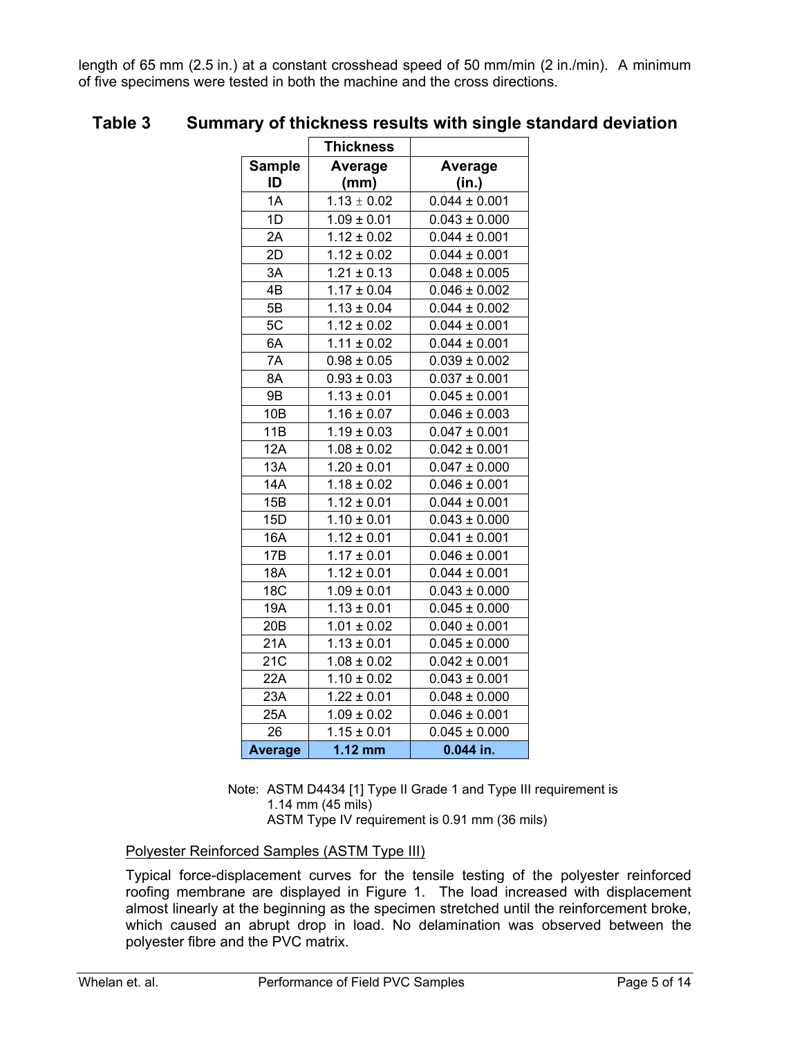length of 65 mm (2.5 in.) at a constant crosshead speed of 50 mm/min (2 in./min). A minimum of five specimens were tested in both the machine and the cross directions.

## Table 3 Summary of thickness results with single standard deviation

| | Thickness | |
|---|---|---|
| Sample ID | Average (mm) | Average (in.) |
| 1A | 1.13 ± 0.02 | 0.044 ± 0.001 |
| 1D | 1.09 ± 0.01 | 0.043 ± 0.000 |
| 2A | 1.12 ± 0.02 | 0.044 ± 0.001 |
| 2D | 1.12 ± 0.02 | 0.044 ± 0.001 |
| 3A | 1.21 ± 0.13 | 0.048 ± 0.005 |
| 4B | 1.17 ± 0.04 | 0.046 ± 0.002 |
| 5B | 1.13 ± 0.04 | 0.044 ± 0.002 |
| 5C | 1.12 ± 0.02 | 0.044 ± 0.001 |
| 6A | 1.11 ± 0.02 | 0.044 ± 0.001 |
| 7A | 0.98 ± 0.05 | 0.039 ± 0.002 |
| 8A | 0.93 ± 0.03 | 0.037 ± 0.001 |
| 9B | 1.13 ± 0.01 | 0.045 ± 0.001 |
| 10B | 1.16 ± 0.07 | 0.046 ± 0.003 |
| 11B | 1.19 ± 0.03 | 0.047 ± 0.001 |
| 12A | 1.08 ± 0.02 | 0.042 ± 0.001 |
| 13A | 1.20 ± 0.01 | 0.047 ± 0.000 |
| 14A | 1.18 ± 0.02 | 0.046 ± 0.001 |
| 15B | 1.12 ± 0.01 | 0.044 ± 0.001 |
| 15D | 1.10 ± 0.01 | 0.043 ± 0.000 |
| 16A | 1.12 ± 0.01 | 0.041 ± 0.001 |
| 17B | 1.17 ± 0.01 | 0.046 ± 0.001 |
| 18A | 1.12 ± 0.01 | 0.044 ± 0.001 |
| 18C | 1.09 ± 0.01 | 0.043 ± 0.000 |
| 19A | 1.13 ± 0.01 | 0.045 ± 0.000 |
| 20B | 1.01 ± 0.02 | 0.040 ± 0.001 |
| 21A | 1.13 ± 0.01 | 0.045 ± 0.000 |
| 21C | 1.08 ± 0.02 | 0.042 ± 0.001 |
| 22A | 1.10 ± 0.02 | 0.043 ± 0.001 |
| 23A | 1.22 ± 0.01 | 0.048 ± 0.000 |
| 25A | 1.09 ± 0.02 | 0.046 ± 0.001 |
| 26 | 1.15 ± 0.01 | 0.045 ± 0.000 |
| **Average** | **1.12 mm** | **0.044 in.** |

Note: ASTM D4434 [1] Type II Grade 1 and Type III requirement is 1.14 mm (45 mils)
ASTM Type IV requirement is 0.91 mm (36 mils)

Polyester Reinforced Samples (ASTM Type III)

Typical force-displacement curves for the tensile testing of the polyester reinforced roofing membrane are displayed in Figure 1. The load increased with displacement almost linearly at the beginning as the specimen stretched until the reinforcement broke, which caused an abrupt drop in load. No delamination was observed between the polyester fibre and the PVC matrix.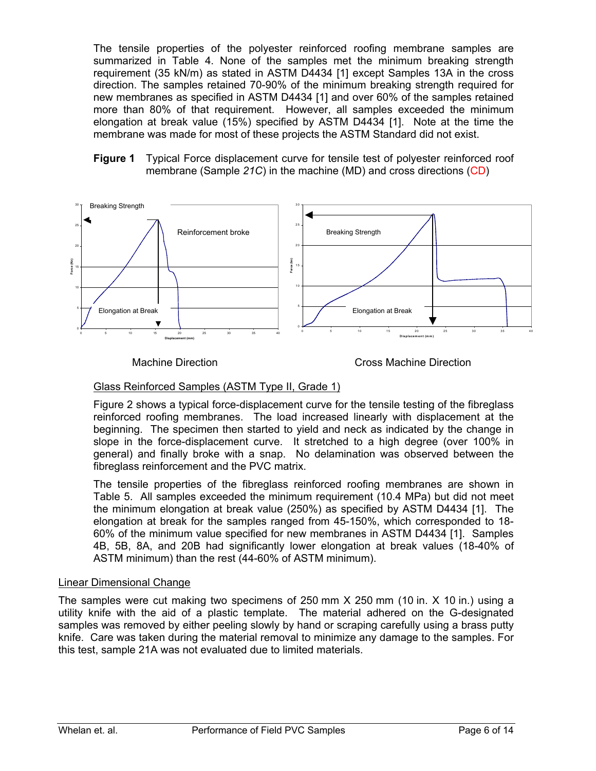The tensile properties of the polyester reinforced roofing membrane samples are summarized in Table 4. None of the samples met the minimum breaking strength requirement (35 kN/m) as stated in ASTM D4434 [1] except Samples 13A in the cross direction. The samples retained 70-90% of the minimum breaking strength required for new membranes as specified in ASTM D4434 [1] and over 60% of the samples retained more than 80% of that requirement. However, all samples exceeded the minimum elongation at break value (15%) specified by ASTM D4434 [1]. Note at the time the membrane was made for most of these projects the ASTM Standard did not exist.

**Figure 1** Typical Force displacement curve for tensile test of polyester reinforced roof membrane (Sample *21C*) in the machine (MD) and cross directions (CD)

Machine Direction | Cross Machine Direction

Glass Reinforced Samples (ASTM Type II, Grade 1)

Figure 2 shows a typical force-displacement curve for the tensile testing of the fibreglass reinforced roofing membranes. The load increased linearly with displacement at the beginning. The specimen then started to yield and neck as indicated by the change in slope in the force-displacement curve. It stretched to a high degree (over 100% in general) and finally broke with a snap. No delamination was observed between the fibreglass reinforcement and the PVC matrix.

The tensile properties of the fibreglass reinforced roofing membranes are shown in Table 5. All samples exceeded the minimum requirement (10.4 MPa) but did not meet the minimum elongation at break value (250%) as specified by ASTM D4434 [1]. The elongation at break for the samples ranged from 45-150%, which corresponded to 18-60% of the minimum value specified for new membranes in ASTM D4434 [1]. Samples 4B, 5B, 8A, and 20B had significantly lower elongation at break values (18-40% of ASTM minimum) than the rest (44-60% of ASTM minimum).

## Linear Dimensional Change

The samples were cut making two specimens of 250 mm X 250 mm (10 in. X 10 in.) using a utility knife with the aid of a plastic template. The material adhered on the G-designated samples was removed by either peeling slowly by hand or scraping carefully using a brass putty knife. Care was taken during the material removal to minimize any damage to the samples. For this test, sample 21A was not evaluated due to limited materials.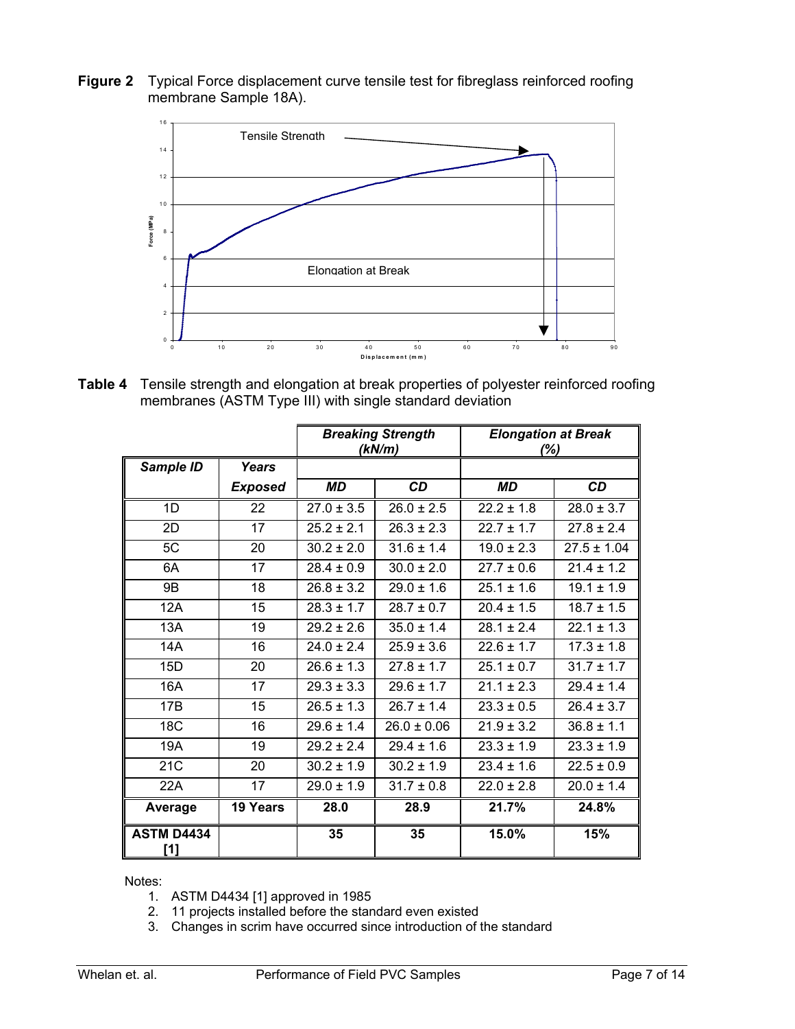**Figure 2** Typical Force displacement curve tensile test for fibreglass reinforced roofing membrane Sample 18A).

**Table 4** Tensile strength and elongation at break properties of polyester reinforced roofing membranes (ASTM Type III) with single standard deviation

| | | ***Breaking Strength (kN/m)*** | | ***Elongation at Break (%)*** | |
|---|---|---|---|---|---|
| ***Sample ID*** | ***Years Exposed*** | ***MD*** | ***CD*** | ***MD*** | ***CD*** |
| 1D | 22 | 27.0 ± 3.5 | 26.0 ± 2.5 | 22.2 ± 1.8 | 28.0 ± 3.7 |
| 2D | 17 | 25.2 ± 2.1 | 26.3 ± 2.3 | 22.7 ± 1.7 | 27.8 ± 2.4 |
| 5C | 20 | 30.2 ± 2.0 | 31.6 ± 1.4 | 19.0 ± 2.3 | 27.5 ± 1.04 |
| 6A | 17 | 28.4 ± 0.9 | 30.0 ± 2.0 | 27.7 ± 0.6 | 21.4 ± 1.2 |
| 9B | 18 | 26.8 ± 3.2 | 29.0 ± 1.6 | 25.1 ± 1.6 | 19.1 ± 1.9 |
| 12A | 15 | 28.3 ± 1.7 | 28.7 ± 0.7 | 20.4 ± 1.5 | 18.7 ± 1.5 |
| 13A | 19 | 29.2 ± 2.6 | 35.0 ± 1.4 | 28.1 ± 2.4 | 22.1 ± 1.3 |
| 14A | 16 | 24.0 ± 2.4 | 25.9 ± 3.6 | 22.6 ± 1.7 | 17.3 ± 1.8 |
| 15D | 20 | 26.6 ± 1.3 | 27.8 ± 1.7 | 25.1 ± 0.7 | 31.7 ± 1.7 |
| 16A | 17 | 29.3 ± 3.3 | 29.6 ± 1.7 | 21.1 ± 2.3 | 29.4 ± 1.4 |
| 17B | 15 | 26.5 ± 1.3 | 26.7 ± 1.4 | 23.3 ± 0.5 | 26.4 ± 3.7 |
| 18C | 16 | 29.6 ± 1.4 | 26.0 ± 0.06 | 21.9 ± 3.2 | 36.8 ± 1.1 |
| 19A | 19 | 29.2 ± 2.4 | 29.4 ± 1.6 | 23.3 ± 1.9 | 23.3 ± 1.9 |
| 21C | 20 | 30.2 ± 1.9 | 30.2 ± 1.9 | 23.4 ± 1.6 | 22.5 ± 0.9 |
| 22A | 17 | 29.0 ± 1.9 | 31.7 ± 0.8 | 22.0 ± 2.8 | 20.0 ± 1.4 |
| **Average** | **19 Years** | **28.0** | **28.9** | **21.7%** | **24.8%** |
| **ASTM D4434 [1]** | | **35** | **35** | **15.0%** | **15%** |

Notes:
1. ASTM D4434 [1] approved in 1985
2. 11 projects installed before the standard even existed
3. Changes in scrim have occurred since introduction of the standard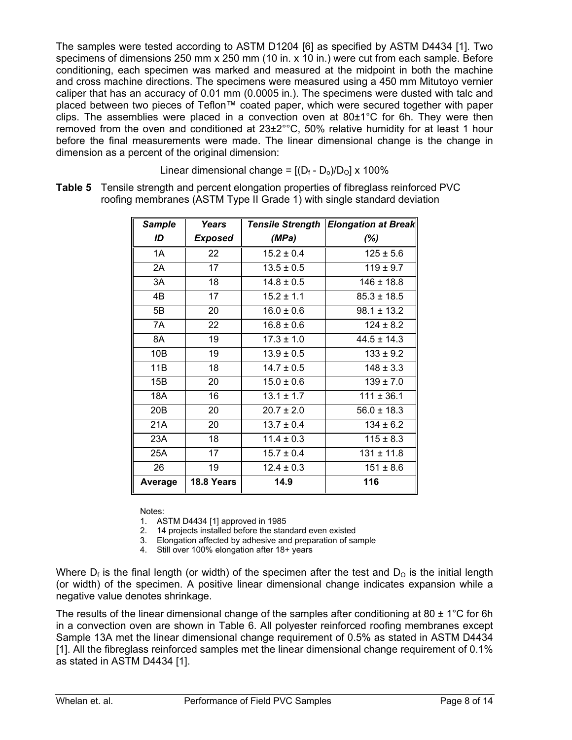The samples were tested according to ASTM D1204 [6] as specified by ASTM D4434 [1]. Two specimens of dimensions 250 mm x 250 mm (10 in. x 10 in.) were cut from each sample. Before conditioning, each specimen was marked and measured at the midpoint in both the machine and cross machine directions. The specimens were measured using a 450 mm Mitutoyo vernier caliper that has an accuracy of 0.01 mm (0.0005 in.). The specimens were dusted with talc and placed between two pieces of Teflon™ coated paper, which were secured together with paper clips. The assemblies were placed in a convection oven at 80±1°C for 6h. They were then removed from the oven and conditioned at 23±2°°C, 50% relative humidity for at least 1 hour before the final measurements were made. The linear dimensional change is the change in dimension as a percent of the original dimension:

$$\text{Linear dimensional change} = [(D_f - D_o)/D_O] \times 100\%$$

**Table 5** Tensile strength and percent elongation properties of fibreglass reinforced PVC roofing membranes (ASTM Type II Grade 1) with single standard deviation

| *Sample ID* | *Years Exposed* | *Tensile Strength (MPa)* | *Elongation at Break (%)* |
|---|---|---|---|
| 1A | 22 | 15.2 ± 0.4 | 125 ± 5.6 |
| 2A | 17 | 13.5 ± 0.5 | 119 ± 9.7 |
| 3A | 18 | 14.8 ± 0.5 | 146 ± 18.8 |
| 4B | 17 | 15.2 ± 1.1 | 85.3 ± 18.5 |
| 5B | 20 | 16.0 ± 0.6 | 98.1 ± 13.2 |
| 7A | 22 | 16.8 ± 0.6 | 124 ± 8.2 |
| 8A | 19 | 17.3 ± 1.0 | 44.5 ± 14.3 |
| 10B | 19 | 13.9 ± 0.5 | 133 ± 9.2 |
| 11B | 18 | 14.7 ± 0.5 | 148 ± 3.3 |
| 15B | 20 | 15.0 ± 0.6 | 139 ± 7.0 |
| 18A | 16 | 13.1 ± 1.7 | 111 ± 36.1 |
| 20B | 20 | 20.7 ± 2.0 | 56.0 ± 18.3 |
| 21A | 20 | 13.7 ± 0.4 | 134 ± 6.2 |
| 23A | 18 | 11.4 ± 0.3 | 115 ± 8.3 |
| 25A | 17 | 15.7 ± 0.4 | 131 ± 11.8 |
| 26 | 19 | 12.4 ± 0.3 | 151 ± 8.6 |
| **Average** | **18.8 Years** | **14.9** | **116** |

Notes:
1. ASTM D4434 [1] approved in 1985
2. 14 projects installed before the standard even existed
3. Elongation affected by adhesive and preparation of sample
4. Still over 100% elongation after 18+ years

Where $D_f$ is the final length (or width) of the specimen after the test and $D_O$ is the initial length (or width) of the specimen. A positive linear dimensional change indicates expansion while a negative value denotes shrinkage.

The results of the linear dimensional change of the samples after conditioning at 80 ± 1°C for 6h in a convection oven are shown in Table 6. All polyester reinforced roofing membranes except Sample 13A met the linear dimensional change requirement of 0.5% as stated in ASTM D4434 [1]. All the fibreglass reinforced samples met the linear dimensional change requirement of 0.1% as stated in ASTM D4434 [1].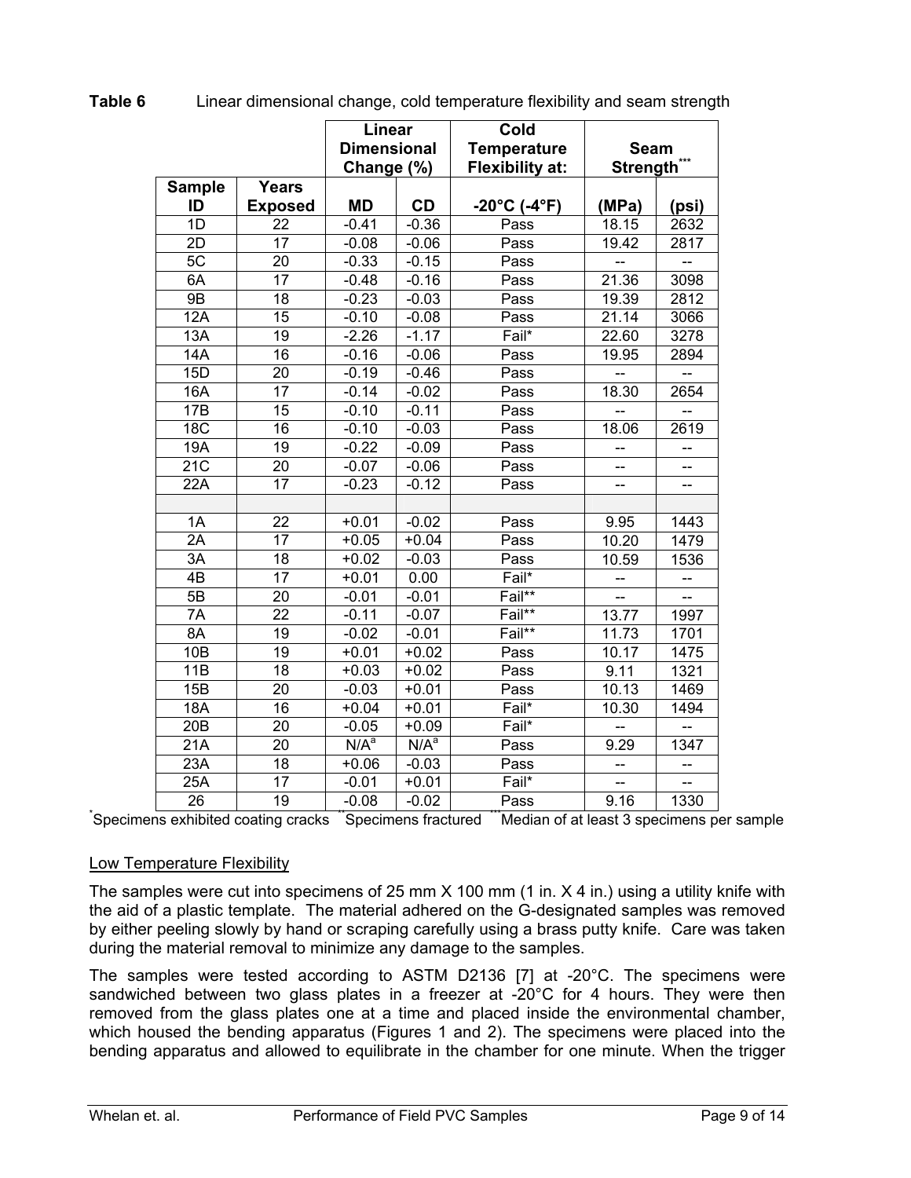**Table 6** Linear dimensional change, cold temperature flexibility and seam strength

| Sample ID | Years Exposed | Linear Dimensional Change (%) MD | Linear Dimensional Change (%) CD | Cold Temperature Flexibility at: -20°C (-4°F) | Seam Strength[***] (MPa) | Seam Strength[***] (psi) |
|---|---|---|---|---|---|---|
| 1D | 22 | -0.41 | -0.36 | Pass | 18.15 | 2632 |
| 2D | 17 | -0.08 | -0.06 | Pass | 19.42 | 2817 |
| 5C | 20 | -0.33 | -0.15 | Pass | -- | -- |
| 6A | 17 | -0.48 | -0.16 | Pass | 21.36 | 3098 |
| 9B | 18 | -0.23 | -0.03 | Pass | 19.39 | 2812 |
| 12A | 15 | -0.10 | -0.08 | Pass | 21.14 | 3066 |
| 13A | 19 | -2.26 | -1.17 | Fail* | 22.60 | 3278 |
| 14A | 16 | -0.16 | -0.06 | Pass | 19.95 | 2894 |
| 15D | 20 | -0.19 | -0.46 | Pass | -- | -- |
| 16A | 17 | -0.14 | -0.02 | Pass | 18.30 | 2654 |
| 17B | 15 | -0.10 | -0.11 | Pass | -- | -- |
| 18C | 16 | -0.10 | -0.03 | Pass | 18.06 | 2619 |
| 19A | 19 | -0.22 | -0.09 | Pass | -- | -- |
| 21C | 20 | -0.07 | -0.06 | Pass | -- | -- |
| 22A | 17 | -0.23 | -0.12 | Pass | -- | -- |
| | | | | | | |
| 1A | 22 | +0.01 | -0.02 | Pass | 9.95 | 1443 |
| 2A | 17 | +0.05 | +0.04 | Pass | 10.20 | 1479 |
| 3A | 18 | +0.02 | -0.03 | Pass | 10.59 | 1536 |
| 4B | 17 | +0.01 | 0.00 | Fail* | -- | -- |
| 5B | 20 | -0.01 | -0.01 | Fail** | -- | -- |
| 7A | 22 | -0.11 | -0.07 | Fail** | 13.77 | 1997 |
| 8A | 19 | -0.02 | -0.01 | Fail** | 11.73 | 1701 |
| 10B | 19 | +0.01 | +0.02 | Pass | 10.17 | 1475 |
| 11B | 18 | +0.03 | +0.02 | Pass | 9.11 | 1321 |
| 15B | 20 | -0.03 | +0.01 | Pass | 10.13 | 1469 |
| 18A | 16 | +0.04 | +0.01 | Fail* | 10.30 | 1494 |
| 20B | 20 | -0.05 | +0.09 | Fail* | -- | -- |
| 21A | 20 | N/A[a] | N/A[a] | Pass | 9.29 | 1347 |
| 23A | 18 | +0.06 | -0.03 | Pass | -- | -- |
| 25A | 17 | -0.01 | +0.01 | Fail* | -- | -- |
| 26 | 19 | -0.08 | -0.02 | Pass | 9.16 | 1330 |

[*]Specimens exhibited coating cracks [**]Specimens fractured [***]Median of at least 3 specimens per sample

## Low Temperature Flexibility

The samples were cut into specimens of 25 mm X 100 mm (1 in. X 4 in.) using a utility knife with the aid of a plastic template. The material adhered on the G-designated samples was removed by either peeling slowly by hand or scraping carefully using a brass putty knife. Care was taken during the material removal to minimize any damage to the samples.

The samples were tested according to ASTM D2136 [7] at -20°C. The specimens were sandwiched between two glass plates in a freezer at -20°C for 4 hours. They were then removed from the glass plates one at a time and placed inside the environmental chamber, which housed the bending apparatus (Figures 1 and 2). The specimens were placed into the bending apparatus and allowed to equilibrate in the chamber for one minute. When the trigger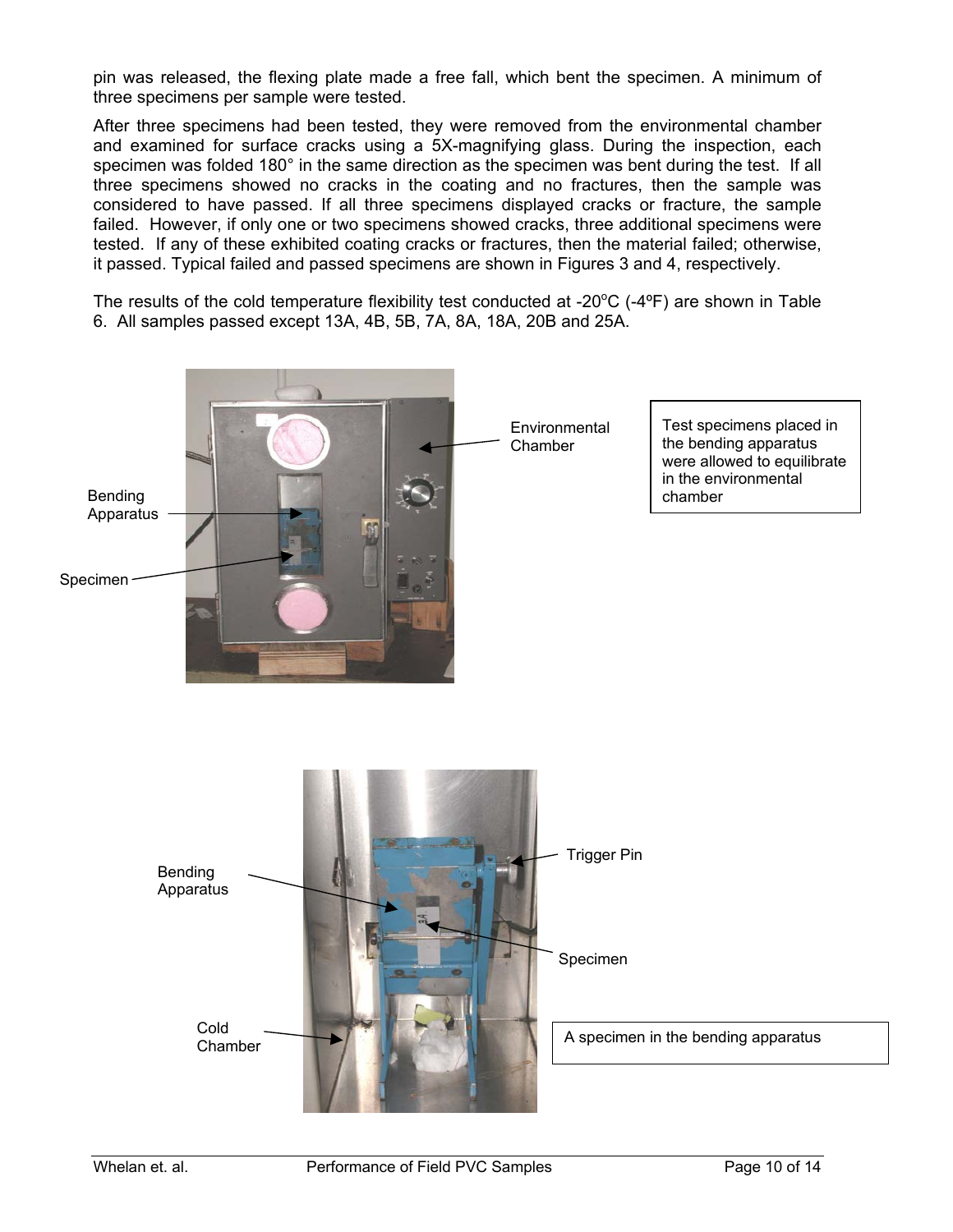pin was released, the flexing plate made a free fall, which bent the specimen. A minimum of three specimens per sample were tested.

After three specimens had been tested, they were removed from the environmental chamber and examined for surface cracks using a 5X-magnifying glass. During the inspection, each specimen was folded 180° in the same direction as the specimen was bent during the test. If all three specimens showed no cracks in the coating and no fractures, then the sample was considered to have passed. If all three specimens displayed cracks or fracture, the sample failed. However, if only one or two specimens showed cracks, three additional specimens were tested. If any of these exhibited coating cracks or fractures, then the material failed; otherwise, it passed. Typical failed and passed specimens are shown in Figures 3 and 4, respectively.

The results of the cold temperature flexibility test conducted at -20°C (-4ºF) are shown in Table 6. All samples passed except 13A, 4B, 5B, 7A, 8A, 18A, 20B and 25A.

Bending Apparatus

Specimen

Environmental Chamber

Test specimens placed in the bending apparatus were allowed to equilibrate in the environmental chamber

Bending Apparatus

Trigger Pin

Specimen

Cold Chamber

A specimen in the bending apparatus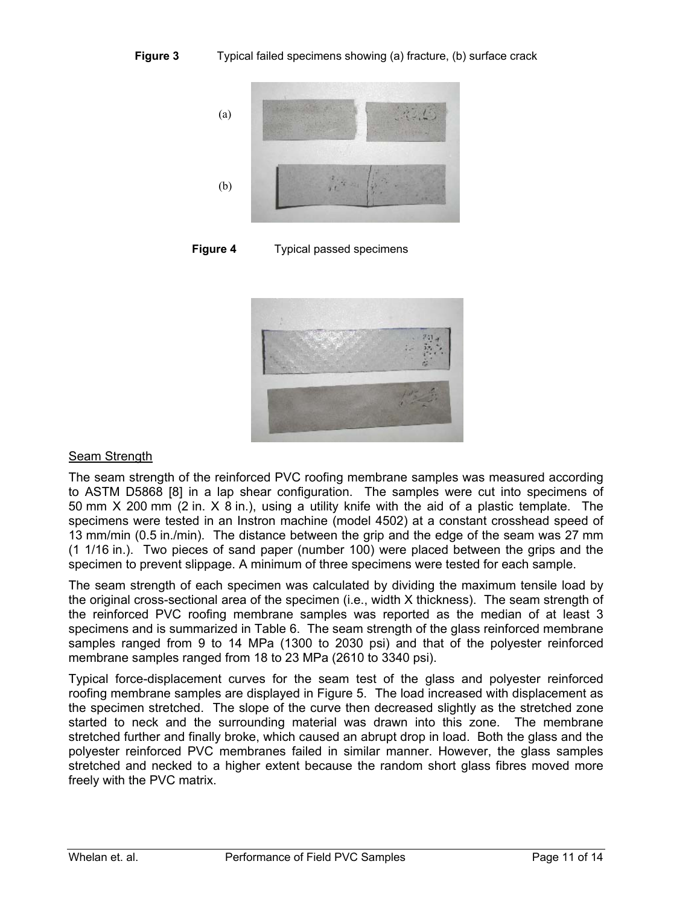**Figure 3** Typical failed specimens showing (a) fracture, (b) surface crack

(a)

(b)

**Figure 4** Typical passed specimens

## Seam Strength

The seam strength of the reinforced PVC roofing membrane samples was measured according to ASTM D5868 [8] in a lap shear configuration. The samples were cut into specimens of 50 mm X 200 mm (2 in. X 8 in.), using a utility knife with the aid of a plastic template. The specimens were tested in an Instron machine (model 4502) at a constant crosshead speed of 13 mm/min (0.5 in./min). The distance between the grip and the edge of the seam was 27 mm (1 1/16 in.). Two pieces of sand paper (number 100) were placed between the grips and the specimen to prevent slippage. A minimum of three specimens were tested for each sample.

The seam strength of each specimen was calculated by dividing the maximum tensile load by the original cross-sectional area of the specimen (i.e., width X thickness). The seam strength of the reinforced PVC roofing membrane samples was reported as the median of at least 3 specimens and is summarized in Table 6. The seam strength of the glass reinforced membrane samples ranged from 9 to 14 MPa (1300 to 2030 psi) and that of the polyester reinforced membrane samples ranged from 18 to 23 MPa (2610 to 3340 psi).

Typical force-displacement curves for the seam test of the glass and polyester reinforced roofing membrane samples are displayed in Figure 5. The load increased with displacement as the specimen stretched. The slope of the curve then decreased slightly as the stretched zone started to neck and the surrounding material was drawn into this zone. The membrane stretched further and finally broke, which caused an abrupt drop in load. Both the glass and the polyester reinforced PVC membranes failed in similar manner. However, the glass samples stretched and necked to a higher extent because the random short glass fibres moved more freely with the PVC matrix.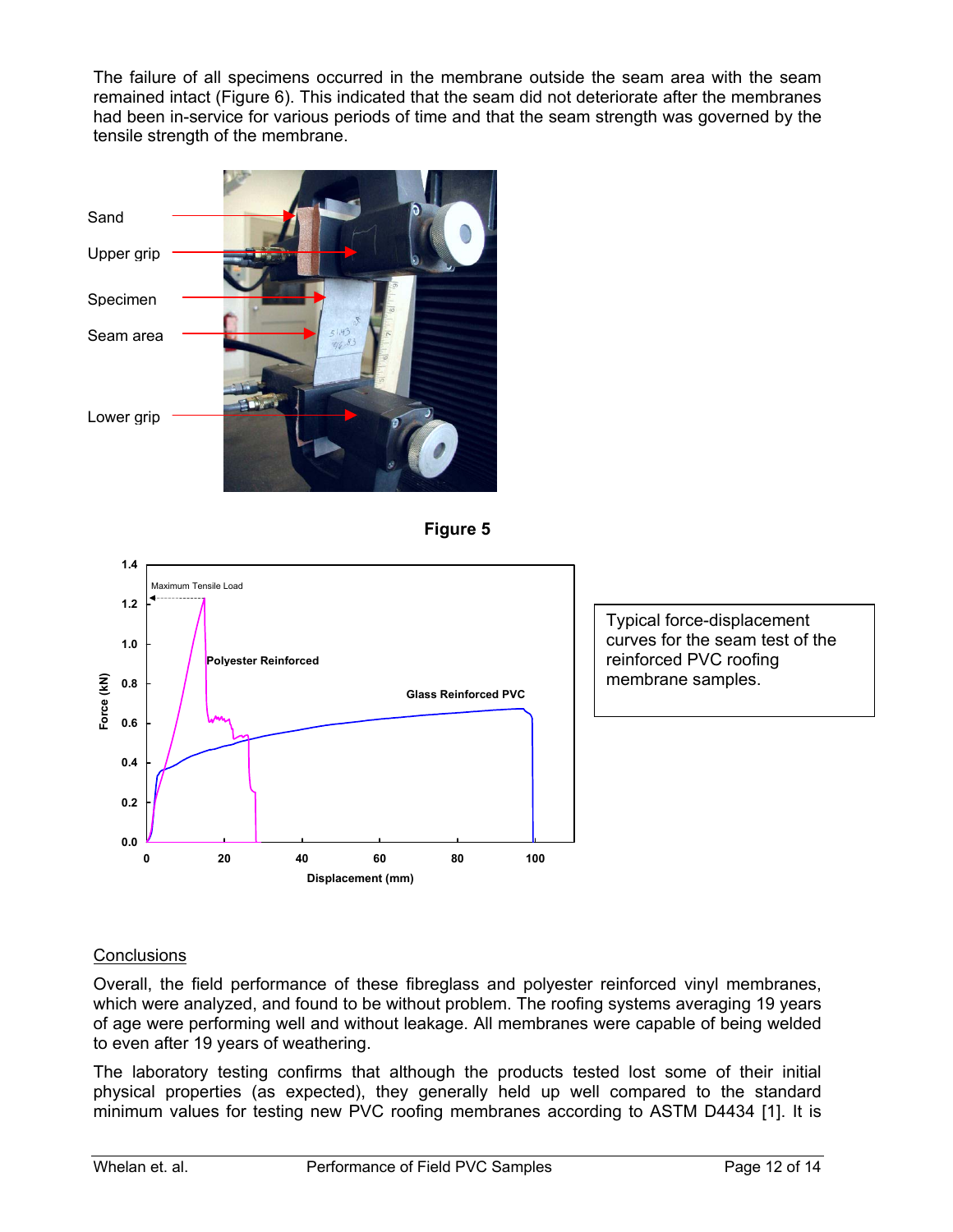The failure of all specimens occurred in the membrane outside the seam area with the seam remained intact (Figure 6). This indicated that the seam did not deteriorate after the membranes had been in-service for various periods of time and that the seam strength was governed by the tensile strength of the membrane.

Sand

Upper grip

Specimen

Seam area

Lower grip

**Figure 5**

Typical force-displacement curves for the seam test of the reinforced PVC roofing membrane samples.

## Conclusions

Overall, the field performance of these fibreglass and polyester reinforced vinyl membranes, which were analyzed, and found to be without problem. The roofing systems averaging 19 years of age were performing well and without leakage. All membranes were capable of being welded to even after 19 years of weathering.

The laboratory testing confirms that although the products tested lost some of their initial physical properties (as expected), they generally held up well compared to the standard minimum values for testing new PVC roofing membranes according to ASTM D4434 [1]. It is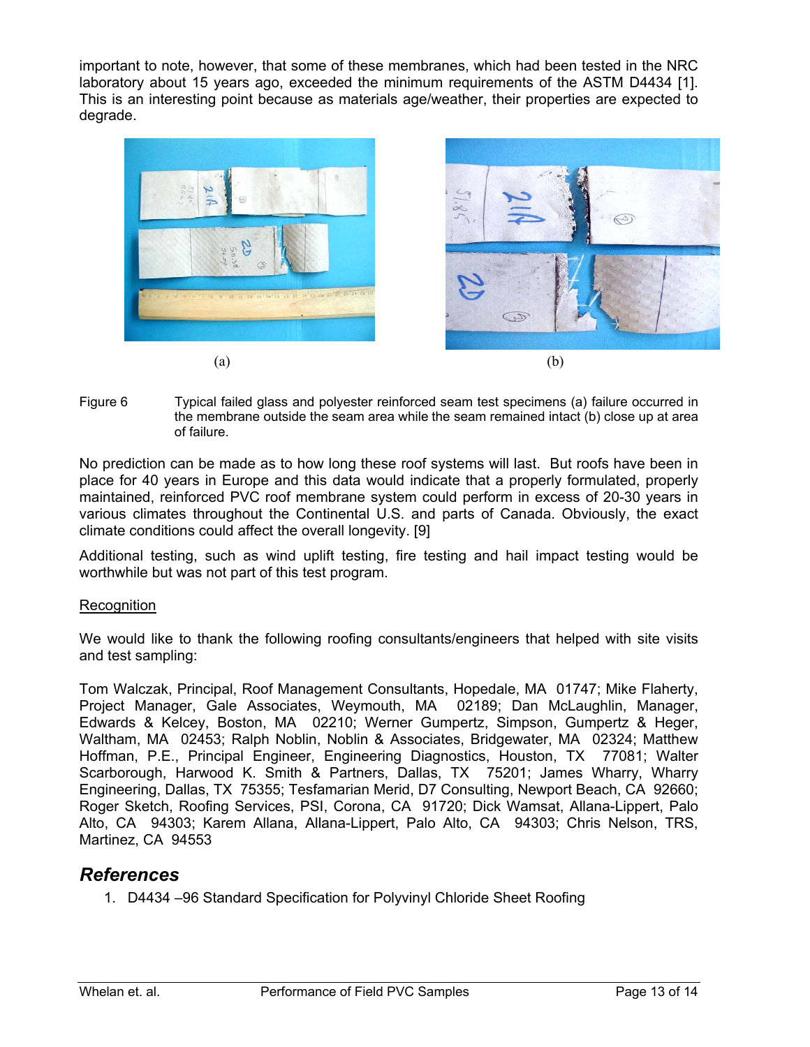important to note, however, that some of these membranes, which had been tested in the NRC laboratory about 15 years ago, exceeded the minimum requirements of the ASTM D4434 [1]. This is an interesting point because as materials age/weather, their properties are expected to degrade.

(a) (b)

Figure 6 Typical failed glass and polyester reinforced seam test specimens (a) failure occurred in the membrane outside the seam area while the seam remained intact (b) close up at area of failure.

No prediction can be made as to how long these roof systems will last. But roofs have been in place for 40 years in Europe and this data would indicate that a properly formulated, properly maintained, reinforced PVC roof membrane system could perform in excess of 20-30 years in various climates throughout the Continental U.S. and parts of Canada. Obviously, the exact climate conditions could affect the overall longevity. [9]

Additional testing, such as wind uplift testing, fire testing and hail impact testing would be worthwhile but was not part of this test program.

Recognition

We would like to thank the following roofing consultants/engineers that helped with site visits and test sampling:

Tom Walczak, Principal, Roof Management Consultants, Hopedale, MA 01747; Mike Flaherty, Project Manager, Gale Associates, Weymouth, MA 02189; Dan McLaughlin, Manager, Edwards & Kelcey, Boston, MA 02210; Werner Gumpertz, Simpson, Gumpertz & Heger, Waltham, MA 02453; Ralph Noblin, Noblin & Associates, Bridgewater, MA 02324; Matthew Hoffman, P.E., Principal Engineer, Engineering Diagnostics, Houston, TX 77081; Walter Scarborough, Harwood K. Smith & Partners, Dallas, TX 75201; James Wharry, Wharry Engineering, Dallas, TX 75355; Tesfamarian Merid, D7 Consulting, Newport Beach, CA 92660; Roger Sketch, Roofing Services, PSI, Corona, CA 91720; Dick Wamsat, Allana-Lippert, Palo Alto, CA 94303; Karem Allana, Allana-Lippert, Palo Alto, CA 94303; Chris Nelson, TRS, Martinez, CA 94553

## *References*

1. D4434 –96 Standard Specification for Polyvinyl Chloride Sheet Roofing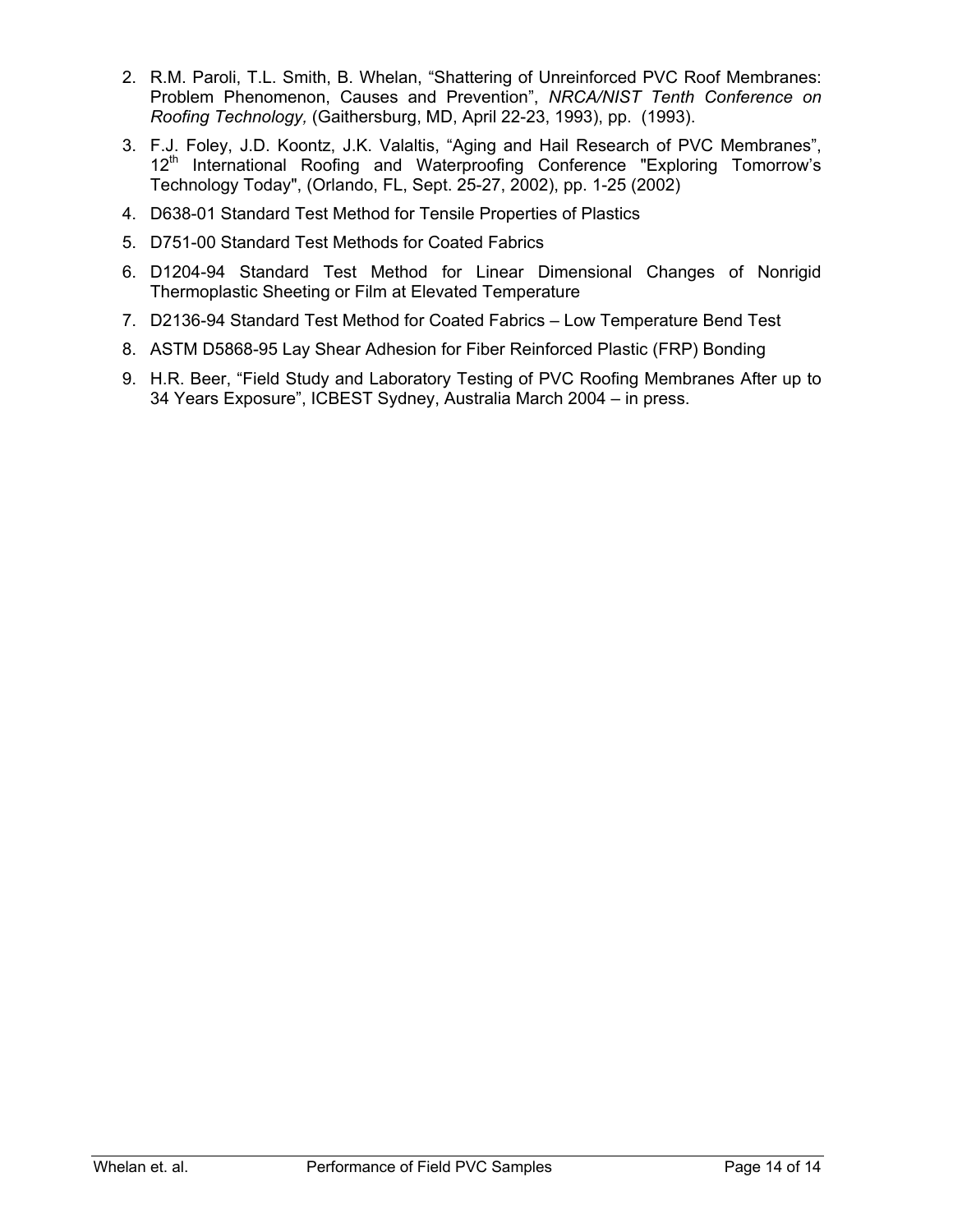2. R.M. Paroli, T.L. Smith, B. Whelan, “Shattering of Unreinforced PVC Roof Membranes: Problem Phenomenon, Causes and Prevention”, *NRCA/NIST Tenth Conference on Roofing Technology,* (Gaithersburg, MD, April 22-23, 1993), pp. (1993).
3. F.J. Foley, J.D. Koontz, J.K. Valaltis, “Aging and Hail Research of PVC Membranes”, 12th International Roofing and Waterproofing Conference "Exploring Tomorrow’s Technology Today", (Orlando, FL, Sept. 25-27, 2002), pp. 1-25 (2002)
4. D638-01 Standard Test Method for Tensile Properties of Plastics
5. D751-00 Standard Test Methods for Coated Fabrics
6. D1204-94 Standard Test Method for Linear Dimensional Changes of Nonrigid Thermoplastic Sheeting or Film at Elevated Temperature
7. D2136-94 Standard Test Method for Coated Fabrics – Low Temperature Bend Test
8. ASTM D5868-95 Lay Shear Adhesion for Fiber Reinforced Plastic (FRP) Bonding
9. H.R. Beer, “Field Study and Laboratory Testing of PVC Roofing Membranes After up to 34 Years Exposure", ICBEST Sydney, Australia March 2004 – in press.